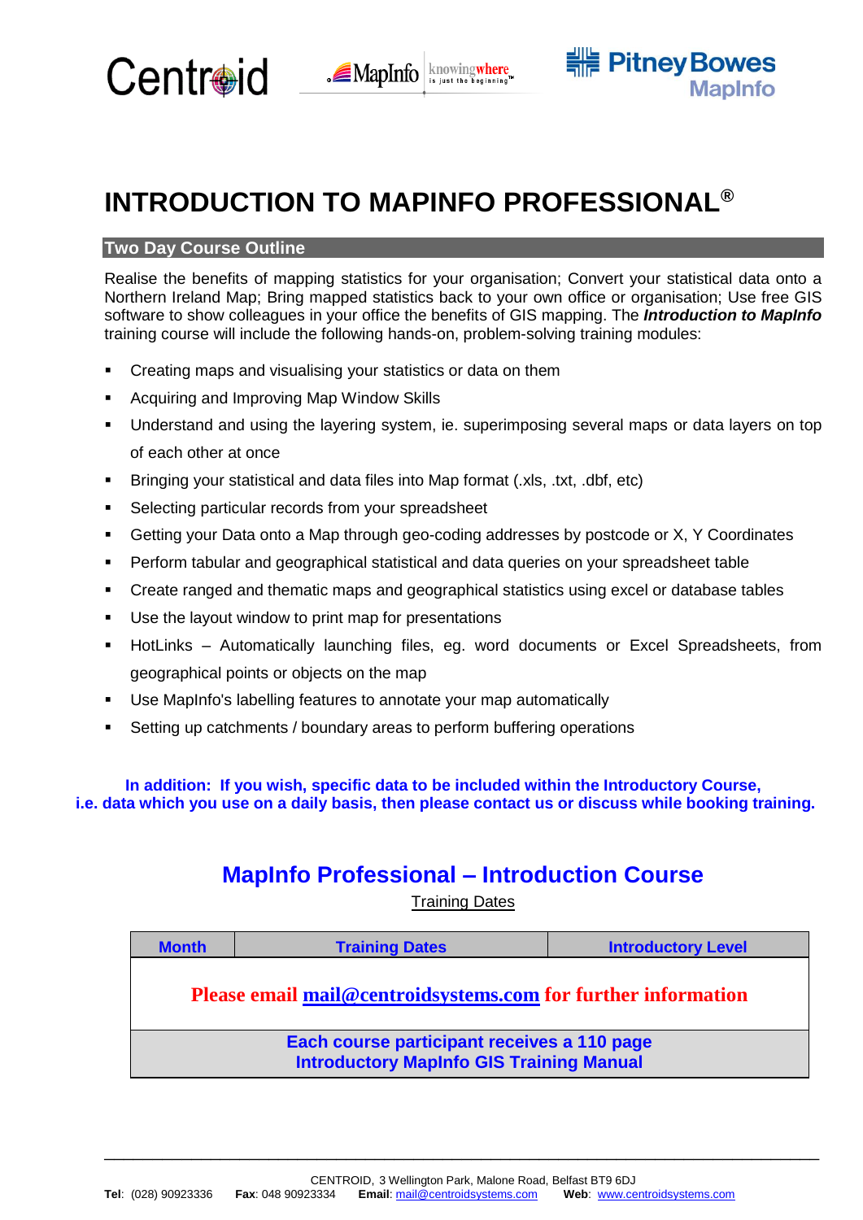Centroid MapInfo knowingwhere is just the beginning™ Pitney Bowes MapInfo

# INTRODUCTION TO MAPINFO PROFESSIONAL®

## Two Day Course Outline

Realise the benefits of mapping statistics for your organisation; Convert your statistical data onto a Northern Ireland Map; Bring mapped statistics back to your own office or organisation; Use free GIS software to show colleagues in your office the benefits of GIS mapping. The ***Introduction to MapInfo*** training course will include the following hands-on, problem-solving training modules:

- Creating maps and visualising your statistics or data on them
- Acquiring and Improving Map Window Skills
- Understand and using the layering system, ie. superimposing several maps or data layers on top of each other at once
- Bringing your statistical and data files into Map format (.xls, .txt, .dbf, etc)
- Selecting particular records from your spreadsheet
- Getting your Data onto a Map through geo-coding addresses by postcode or X, Y Coordinates
- Perform tabular and geographical statistical and data queries on your spreadsheet table
- Create ranged and thematic maps and geographical statistics using excel or database tables
- Use the layout window to print map for presentations
- HotLinks – Automatically launching files, eg. word documents or Excel Spreadsheets, from geographical points or objects on the map
- Use MapInfo's labelling features to annotate your map automatically
- Setting up catchments / boundary areas to perform buffering operations

**In addition: If you wish, specific data to be included within the Introductory Course, i.e. data which you use on a daily basis, then please contact us or discuss while booking training.**

## MapInfo Professional – Introduction Course

Training Dates

| Month | Training Dates | Introductory Level |
|---|---|---|
| **Please email mail@centroidsystems.com for further information** | | |
| **Each course participant receives a 110 page Introductory MapInfo GIS Training Manual** | | |

CENTROID, 3 Wellington Park, Malone Road, Belfast BT9 6DJ

**Tel**: (028) 90923336 **Fax**: 048 90923334 **Email**: mail@centroidsystems.com **Web**: www.centroidsystems.com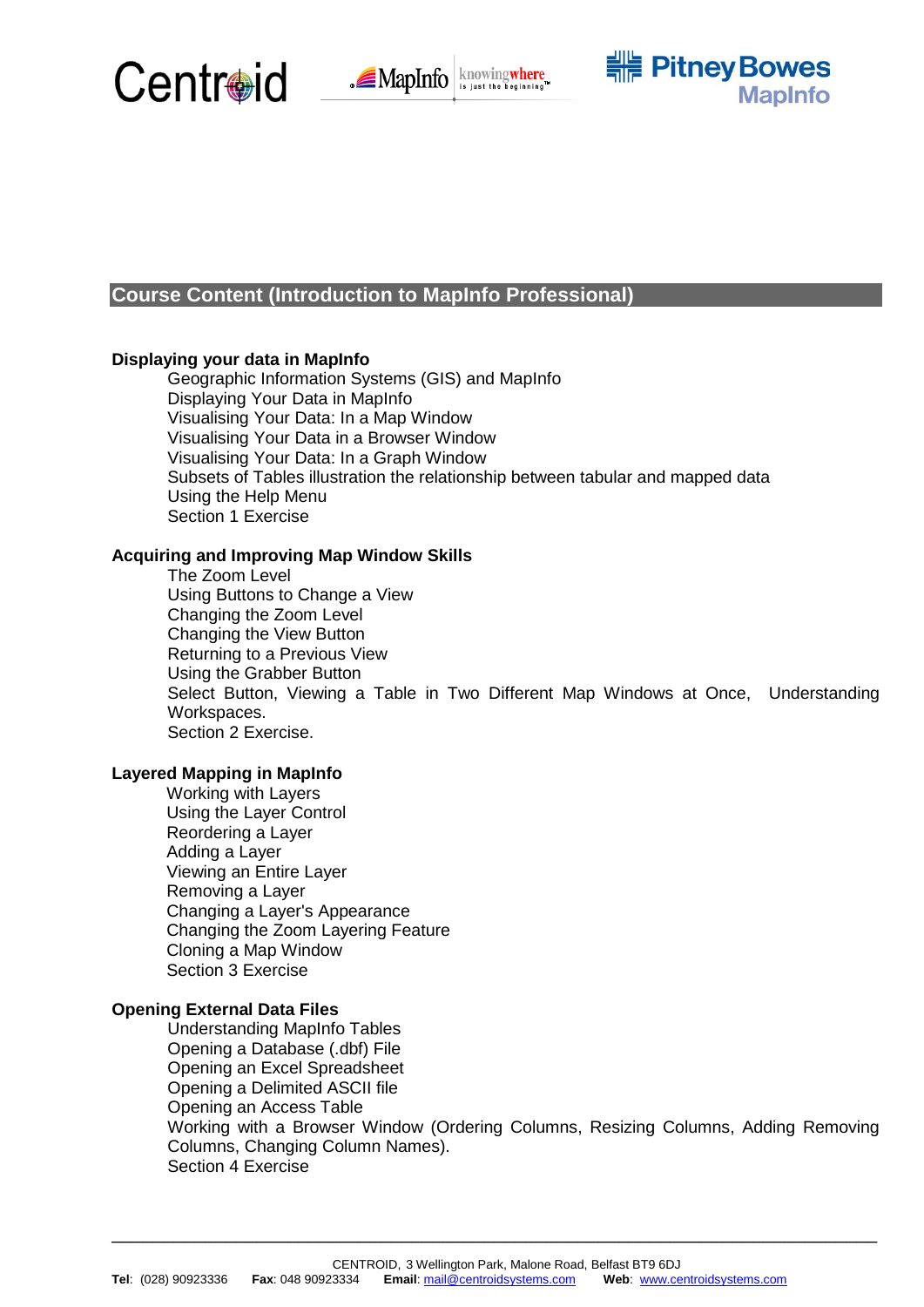## Course Content (Introduction to MapInfo Professional)

**Displaying your data in MapInfo**

- Geographic Information Systems (GIS) and MapInfo
- Displaying Your Data in MapInfo
- Visualising Your Data: In a Map Window
- Visualising Your Data in a Browser Window
- Visualising Your Data: In a Graph Window
- Subsets of Tables illustration the relationship between tabular and mapped data
- Using the Help Menu
- Section 1 Exercise

**Acquiring and Improving Map Window Skills**

- The Zoom Level
- Using Buttons to Change a View
- Changing the Zoom Level
- Changing the View Button
- Returning to a Previous View
- Using the Grabber Button
- Select Button, Viewing a Table in Two Different Map Windows at Once, Understanding Workspaces.
- Section 2 Exercise.

**Layered Mapping in MapInfo**

- Working with Layers
- Using the Layer Control
- Reordering a Layer
- Adding a Layer
- Viewing an Entire Layer
- Removing a Layer
- Changing a Layer's Appearance
- Changing the Zoom Layering Feature
- Cloning a Map Window
- Section 3 Exercise

**Opening External Data Files**

- Understanding MapInfo Tables
- Opening a Database (.dbf) File
- Opening an Excel Spreadsheet
- Opening a Delimited ASCII file
- Opening an Access Table
- Working with a Browser Window (Ordering Columns, Resizing Columns, Adding Removing Columns, Changing Column Names).
- Section 4 Exercise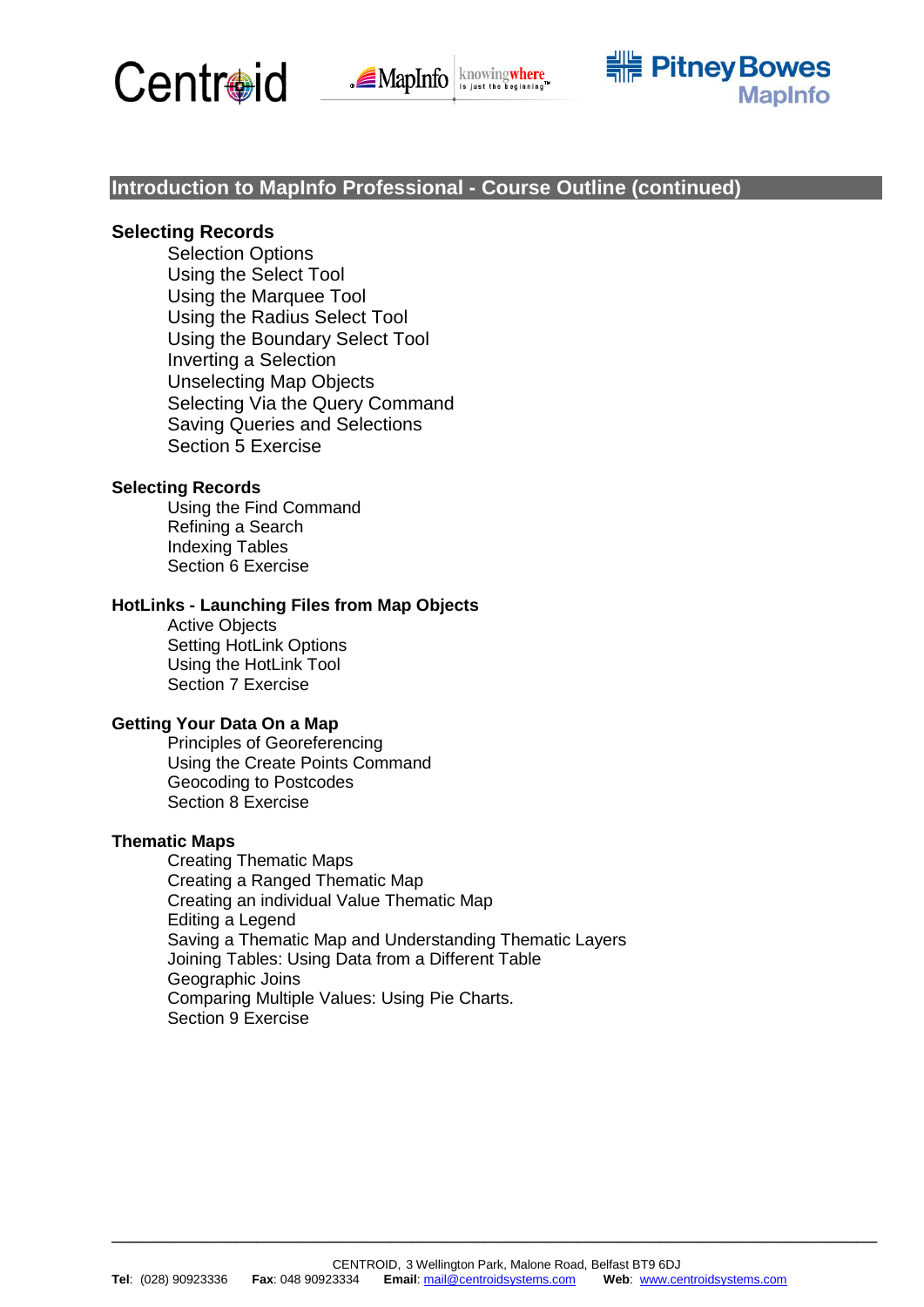## Introduction to MapInfo Professional - Course Outline (continued)

### Selecting Records

- Selection Options
- Using the Select Tool
- Using the Marquee Tool
- Using the Radius Select Tool
- Using the Boundary Select Tool
- Inverting a Selection
- Unselecting Map Objects
- Selecting Via the Query Command
- Saving Queries and Selections
- Section 5 Exercise

### Selecting Records

- Using the Find Command
- Refining a Search
- Indexing Tables
- Section 6 Exercise

### HotLinks - Launching Files from Map Objects

- Active Objects
- Setting HotLink Options
- Using the HotLink Tool
- Section 7 Exercise

### Getting Your Data On a Map

- Principles of Georeferencing
- Using the Create Points Command
- Geocoding to Postcodes
- Section 8 Exercise

### Thematic Maps

- Creating Thematic Maps
- Creating a Ranged Thematic Map
- Creating an individual Value Thematic Map
- Editing a Legend
- Saving a Thematic Map and Understanding Thematic Layers
- Joining Tables: Using Data from a Different Table
- Geographic Joins
- Comparing Multiple Values: Using Pie Charts.
- Section 9 Exercise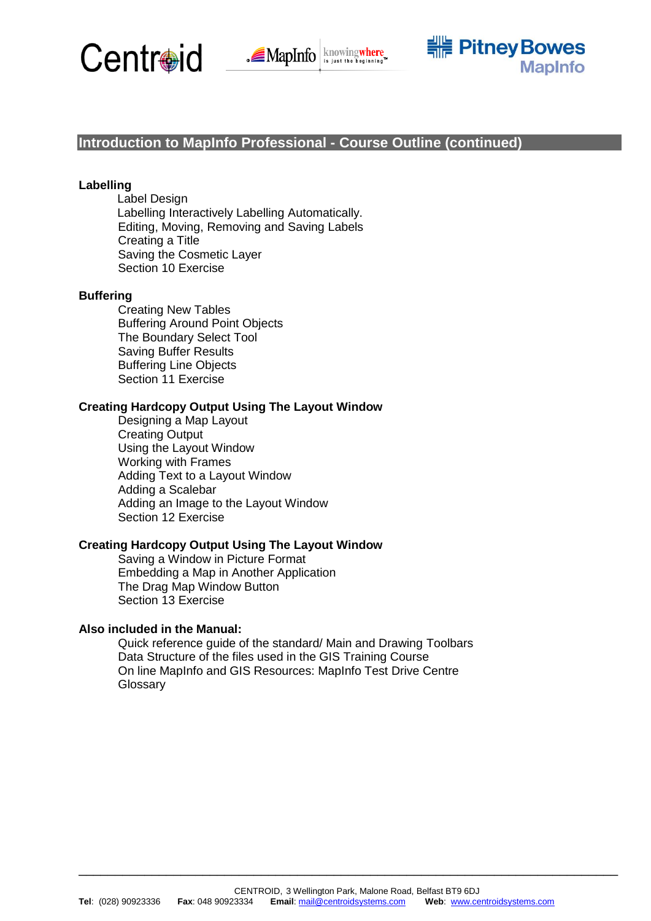## Introduction to MapInfo Professional - Course Outline (continued)

**Labelling**

- Label Design
- Labelling Interactively Labelling Automatically.
- Editing, Moving, Removing and Saving Labels
- Creating a Title
- Saving the Cosmetic Layer
- Section 10 Exercise

**Buffering**

- Creating New Tables
- Buffering Around Point Objects
- The Boundary Select Tool
- Saving Buffer Results
- Buffering Line Objects
- Section 11 Exercise

**Creating Hardcopy Output Using The Layout Window**

- Designing a Map Layout
- Creating Output
- Using the Layout Window
- Working with Frames
- Adding Text to a Layout Window
- Adding a Scalebar
- Adding an Image to the Layout Window
- Section 12 Exercise

**Creating Hardcopy Output Using The Layout Window**

- Saving a Window in Picture Format
- Embedding a Map in Another Application
- The Drag Map Window Button
- Section 13 Exercise

**Also included in the Manual:**

- Quick reference guide of the standard/ Main and Drawing Toolbars
- Data Structure of the files used in the GIS Training Course
- On line MapInfo and GIS Resources: MapInfo Test Drive Centre
- Glossary